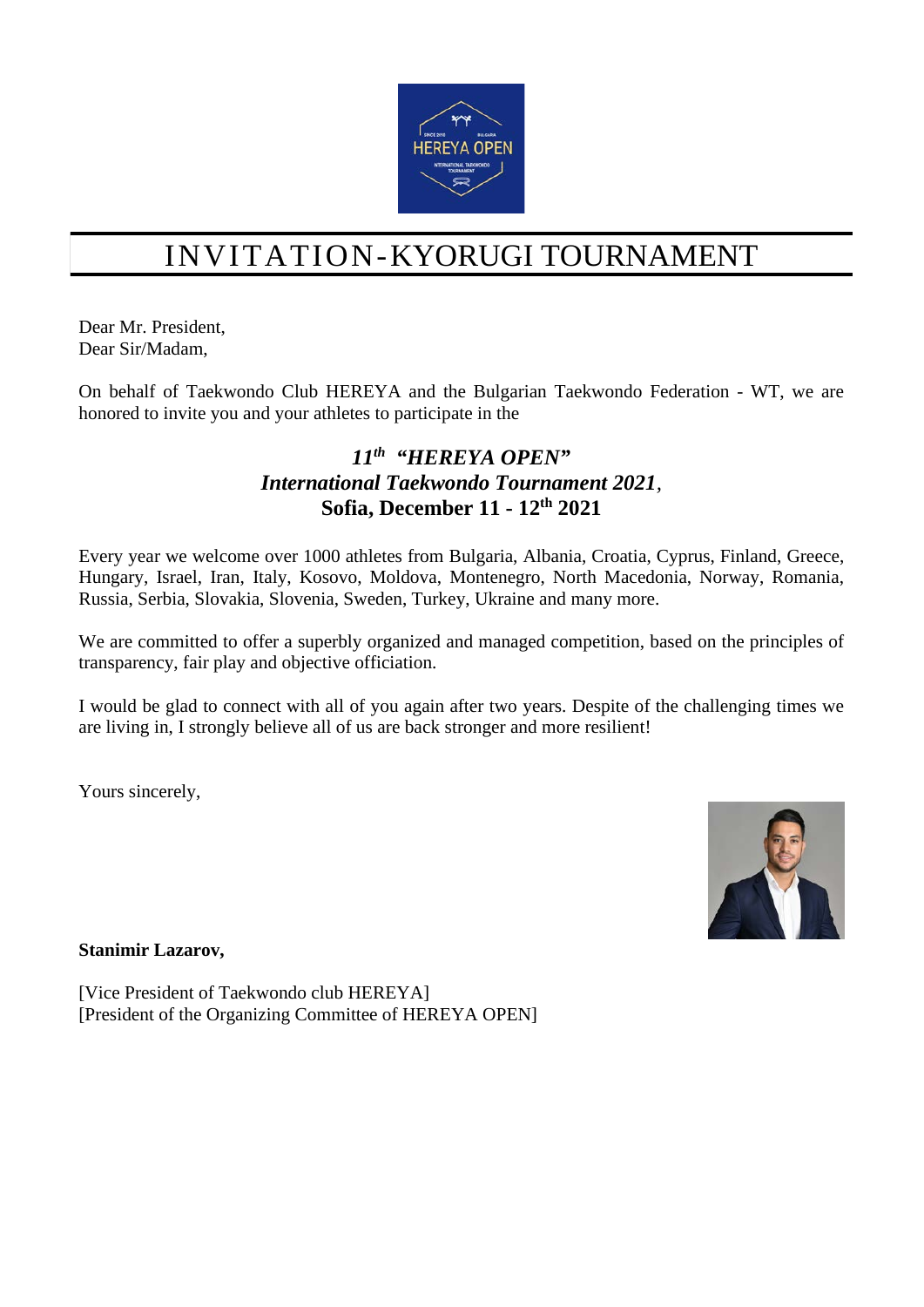# INVITATION-KYORUGI TOURNAMENT

Dear Mr. President,
Dear Sir/Madam,

On behalf of Taekwondo Club HEREYA and the Bulgarian Taekwondo Federation - WT, we are honored to invite you and your athletes to participate in the

***11th "HEREYA OPEN"***
***International Taekwondo Tournament 2021*,**
**Sofia, December 11 - 12th 2021**

Every year we welcome over 1000 athletes from Bulgaria, Albania, Croatia, Cyprus, Finland, Greece, Hungary, Israel, Iran, Italy, Kosovo, Moldova, Montenegro, North Macedonia, Norway, Romania, Russia, Serbia, Slovakia, Slovenia, Sweden, Turkey, Ukraine and many more.

We are committed to offer a superbly organized and managed competition, based on the principles of transparency, fair play and objective officiation.

I would be glad to connect with all of you again after two years. Despite of the challenging times we are living in, I strongly believe all of us are back stronger and more resilient!

Yours sincerely,

**Stanimir Lazarov,**

[Vice President of Taekwondo club HEREYA]
[President of the Organizing Committee of HEREYA OPEN]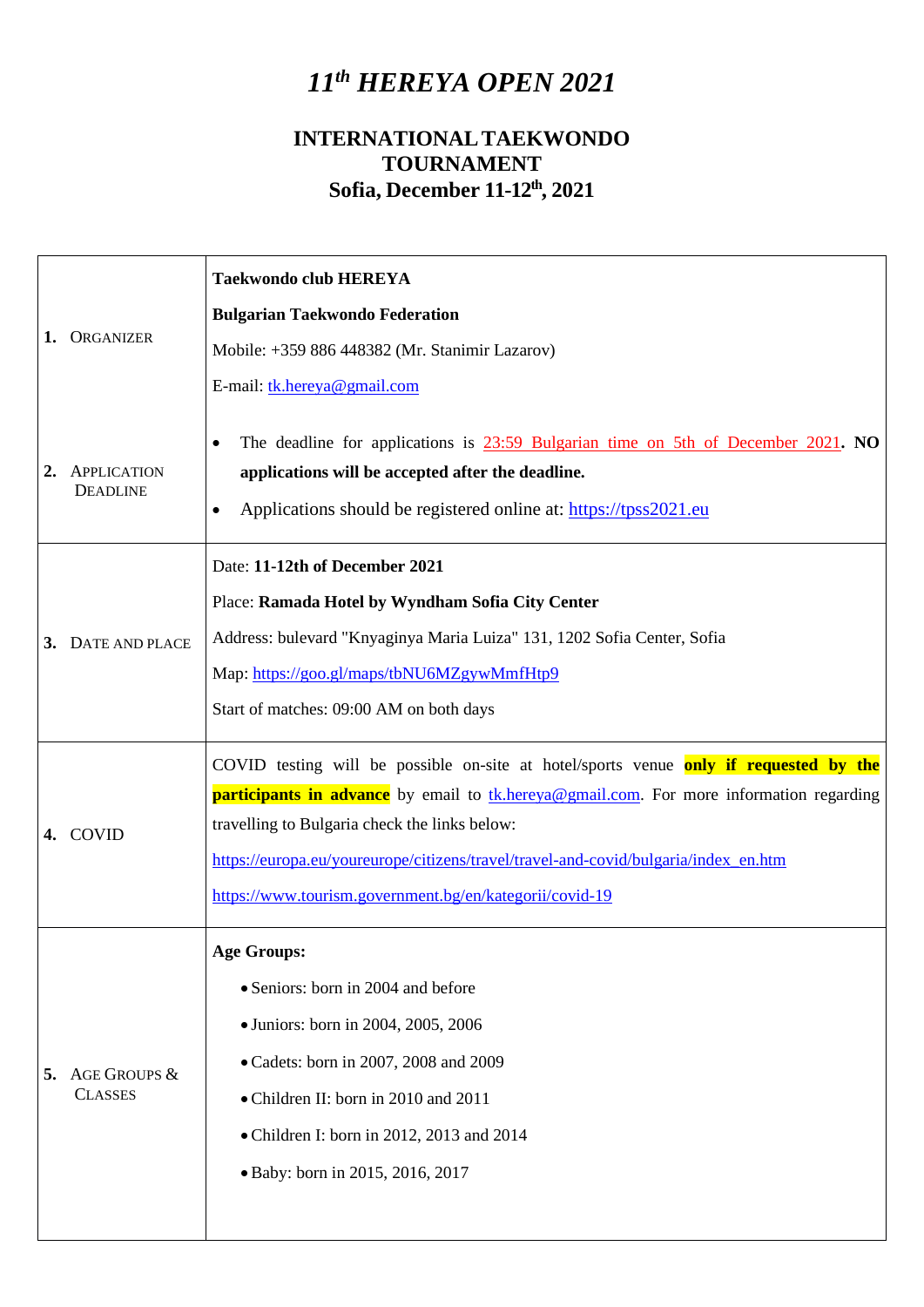# *11th HEREYA OPEN 2021*

## INTERNATIONAL TAEKWONDO TOURNAMENT
## Sofia, December 11-12th, 2021

| | |
|---|---|
| **1.** ORGANIZER | **Taekwondo club HEREYA**<br>**Bulgarian Taekwondo Federation**<br>Mobile: +359 886 448382 (Mr. Stanimir Lazarov)<br>E-mail: tk.hereya@gmail.com |
| **2.** APPLICATION DEADLINE | • The deadline for applications is 23:59 Bulgarian time on 5th of December 2021**. NO applications will be accepted after the deadline.**<br>• Applications should be registered online at: https://tpss2021.eu |
| **3.** DATE AND PLACE | Date: **11-12th of December 2021**<br>Place: **Ramada Hotel by Wyndham Sofia City Center**<br>Address: bulevard "Knyaginya Maria Luiza" 131, 1202 Sofia Center, Sofia<br>Map: https://goo.gl/maps/tbNU6MZgywMmfHtp9<br>Start of matches: 09:00 AM on both days |
| **4.** COVID | COVID testing will be possible on-site at hotel/sports venue **only if requested by the participants in advance** by email to tk.hereya@gmail.com. For more information regarding travelling to Bulgaria check the links below:<br>https://europa.eu/youreurope/citizens/travel/travel-and-covid/bulgaria/index_en.htm<br>https://www.tourism.government.bg/en/kategorii/covid-19 |
| **5.** AGE GROUPS & CLASSES | **Age Groups:**<br>• Seniors: born in 2004 and before<br>• Juniors: born in 2004, 2005, 2006<br>• Cadets: born in 2007, 2008 and 2009<br>• Children II: born in 2010 and 2011<br>• Children I: born in 2012, 2013 and 2014<br>• Baby: born in 2015, 2016, 2017 |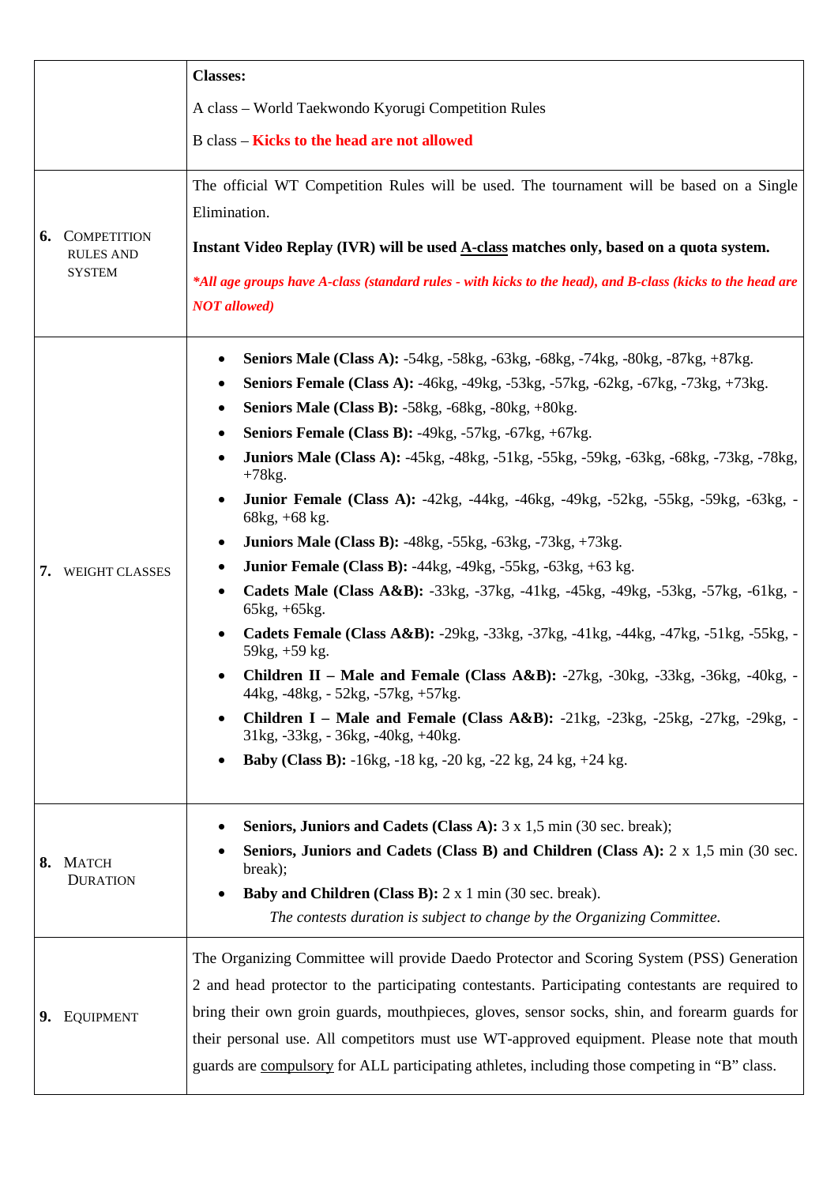| | |
|---|---|
| | **Classes:**<br><br>A class – World Taekwondo Kyorugi Competition Rules<br><br>B class – **Kicks to the head are not allowed** |
| **6.** COMPETITION RULES AND SYSTEM | The official WT Competition Rules will be used. The tournament will be based on a Single Elimination.<br><br>**Instant Video Replay (IVR) will be used A-class matches only, based on a quota system.**<br><br>***All age groups have A-class (standard rules - with kicks to the head), and B-class (kicks to the head are NOT allowed)*** |
| **7.** WEIGHT CLASSES | • **Seniors Male (Class A):** -54kg, -58kg, -63kg, -68kg, -74kg, -80kg, -87kg, +87kg.<br>• **Seniors Female (Class A):** -46kg, -49kg, -53kg, -57kg, -62kg, -67kg, -73kg, +73kg.<br>• **Seniors Male (Class B):** -58kg, -68kg, -80kg, +80kg.<br>• **Seniors Female (Class B):** -49kg, -57kg, -67kg, +67kg.<br>• **Juniors Male (Class A):** -45kg, -48kg, -51kg, -55kg, -59kg, -63kg, -68kg, -73kg, -78kg, +78kg.<br>• **Junior Female (Class A):** -42kg, -44kg, -46kg, -49kg, -52kg, -55kg, -59kg, -63kg, -68kg, +68 kg.<br>• **Juniors Male (Class B):** -48kg, -55kg, -63kg, -73kg, +73kg.<br>• **Junior Female (Class B):** -44kg, -49kg, -55kg, -63kg, +63 kg.<br>• **Cadets Male (Class A&B):** -33kg, -37kg, -41kg, -45kg, -49kg, -53kg, -57kg, -61kg, -65kg, +65kg.<br>• **Cadets Female (Class A&B):** -29kg, -33kg, -37kg, -41kg, -44kg, -47kg, -51kg, -55kg, -59kg, +59 kg.<br>• **Children II – Male and Female (Class A&B):** -27kg, -30kg, -33kg, -36kg, -40kg, -44kg, -48kg, - 52kg, -57kg, +57kg.<br>• **Children I – Male and Female (Class A&B):** -21kg, -23kg, -25kg, -27kg, -29kg, -31kg, -33kg, - 36kg, -40kg, +40kg.<br>• **Baby (Class B):** -16kg, -18 kg, -20 kg, -22 kg, 24 kg, +24 kg. |
| **8.** MATCH DURATION | • **Seniors, Juniors and Cadets (Class A):** 3 x 1,5 min (30 sec. break);<br>• **Seniors, Juniors and Cadets (Class B) and Children (Class A):** 2 x 1,5 min (30 sec. break);<br>• **Baby and Children (Class B):** 2 x 1 min (30 sec. break).<br>*The contests duration is subject to change by the Organizing Committee.* |
| **9.** EQUIPMENT | The Organizing Committee will provide Daedo Protector and Scoring System (PSS) Generation 2 and head protector to the participating contestants. Participating contestants are required to bring their own groin guards, mouthpieces, gloves, sensor socks, shin, and forearm guards for their personal use. All competitors must use WT-approved equipment. Please note that mouth guards are compulsory for ALL participating athletes, including those competing in "B" class. |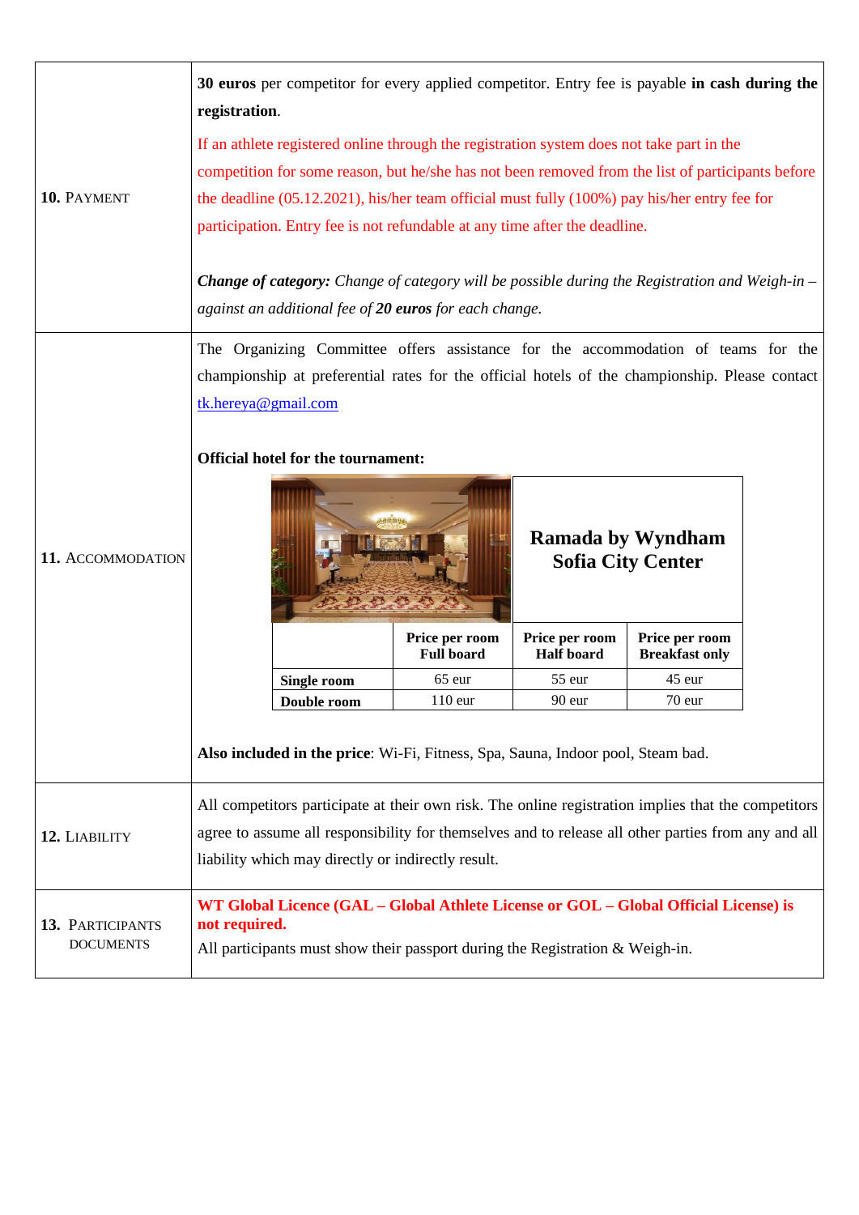## 10. Payment

**30 euros** per competitor for every applied competitor. Entry fee is payable **in cash during the registration**.

If an athlete registered online through the registration system does not take part in the competition for some reason, but he/she has not been removed from the list of participants before the deadline (05.12.2021), his/her team official must fully (100%) pay his/her entry fee for participation. Entry fee is not refundable at any time after the deadline.

***Change of category:*** *Change of category will be possible during the Registration and Weigh-in – against an additional fee of **20 euros** for each change.*

## 11. Accommodation

The Organizing Committee offers assistance for the accommodation of teams for the championship at preferential rates for the official hotels of the championship. Please contact tk.hereya@gmail.com

**Official hotel for the tournament:**

**Ramada by Wyndham Sofia City Center**

| | Price per room Full board | Price per room Half board | Price per room Breakfast only |
|---|---|---|---|
| **Single room** | 65 eur | 55 eur | 45 eur |
| **Double room** | 110 eur | 90 eur | 70 eur |

**Also included in the price**: Wi-Fi, Fitness, Spa, Sauna, Indoor pool, Steam bad.

## 12. Liability

All competitors participate at their own risk. The online registration implies that the competitors agree to assume all responsibility for themselves and to release all other parties from any and all liability which may directly or indirectly result.

## 13. Participants Documents

**WT Global Licence (GAL – Global Athlete License or GOL – Global Official License) is not required.**

All participants must show their passport during the Registration & Weigh-in.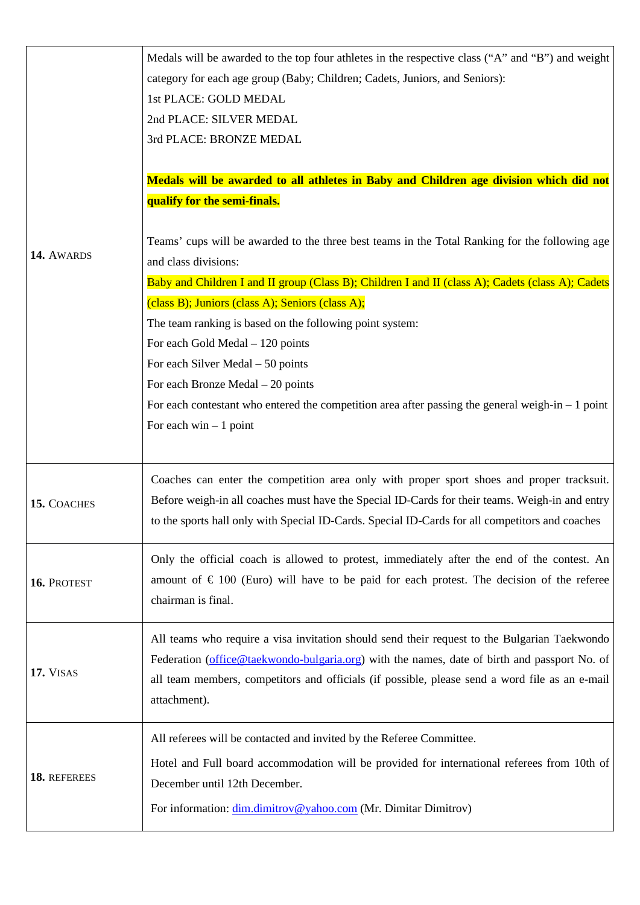| | |
|---|---|
| **14.** AWARDS | Medals will be awarded to the top four athletes in the respective class ("A" and "B") and weight category for each age group (Baby; Children; Cadets, Juniors, and Seniors):<br>1st PLACE: GOLD MEDAL<br>2nd PLACE: SILVER MEDAL<br>3rd PLACE: BRONZE MEDAL<br><br>**Medals will be awarded to all athletes in Baby and Children age division which did not qualify for the semi-finals.**<br><br>Teams' cups will be awarded to the three best teams in the Total Ranking for the following age and class divisions:<br>Baby and Children I and II group (Class B); Children I and II (class A); Cadets (class A); Cadets (class B); Juniors (class A); Seniors (class A);<br>The team ranking is based on the following point system:<br>For each Gold Medal – 120 points<br>For each Silver Medal – 50 points<br>For each Bronze Medal – 20 points<br>For each contestant who entered the competition area after passing the general weigh-in – 1 point<br>For each win – 1 point |
| **15.** COACHES | Coaches can enter the competition area only with proper sport shoes and proper tracksuit. Before weigh-in all coaches must have the Special ID-Cards for their teams. Weigh-in and entry to the sports hall only with Special ID-Cards. Special ID-Cards for all competitors and coaches |
| **16.** PROTEST | Only the official coach is allowed to protest, immediately after the end of the contest. An amount of € 100 (Euro) will have to be paid for each protest. The decision of the referee chairman is final. |
| **17.** VISAS | All teams who require a visa invitation should send their request to the Bulgarian Taekwondo Federation (office@taekwondo-bulgaria.org) with the names, date of birth and passport No. of all team members, competitors and officials (if possible, please send a word file as an e-mail attachment). |
| **18.** REFEREES | All referees will be contacted and invited by the Referee Committee.<br><br>Hotel and Full board accommodation will be provided for international referees from 10th of December until 12th December.<br><br>For information: dim.dimitrov@yahoo.com (Mr. Dimitar Dimitrov) |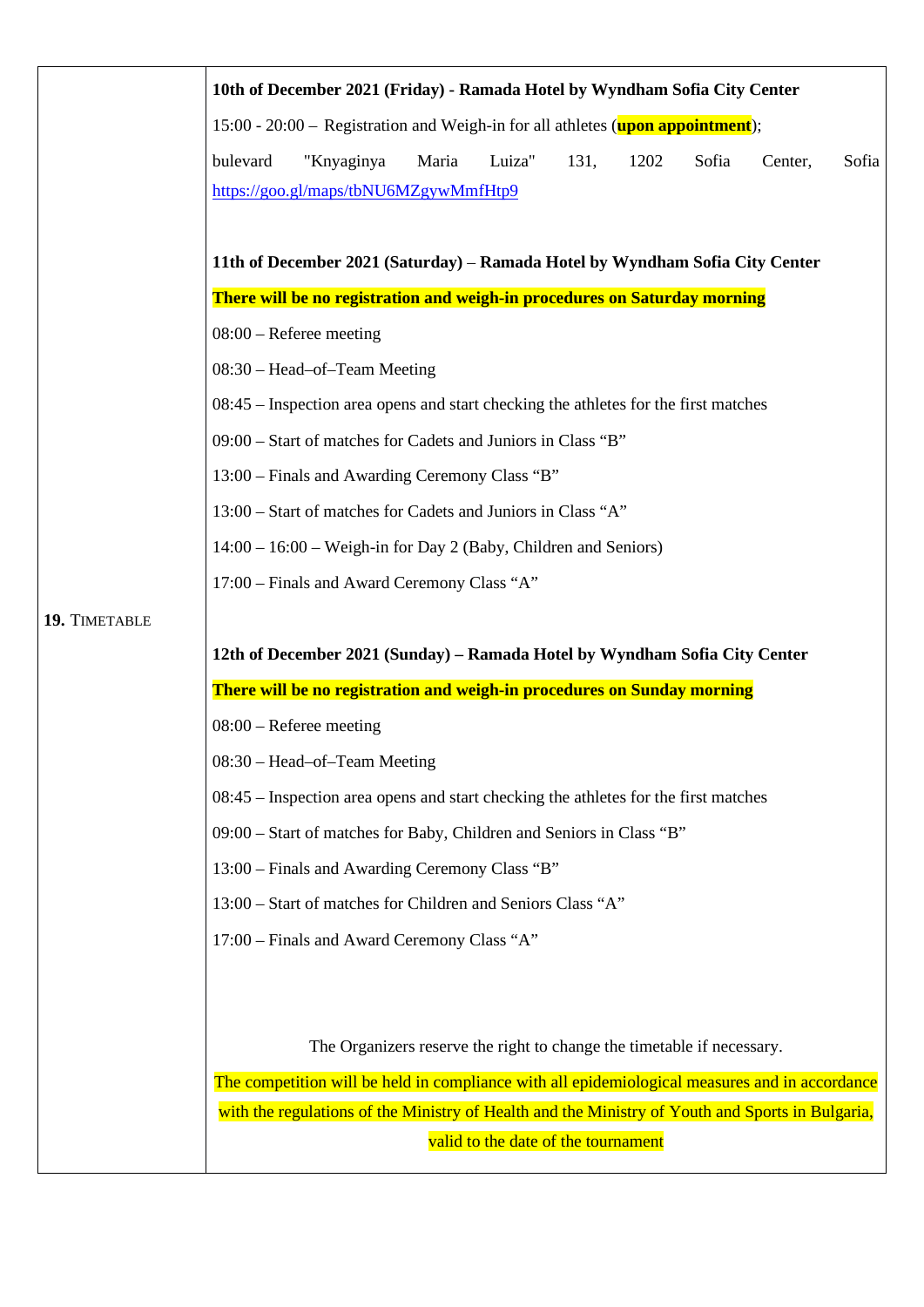**19. TIMETABLE**

**10th of December 2021 (Friday) - Ramada Hotel by Wyndham Sofia City Center**

15:00 - 20:00 – Registration and Weigh-in for all athletes (**upon appointment**);

bulevard "Knyaginya Maria Luiza" 131, 1202 Sofia Center, Sofia
https://goo.gl/maps/tbNU6MZgywMmfHtp9

**11th of December 2021 (Saturday) – Ramada Hotel by Wyndham Sofia City Center**

**There will be no registration and weigh-in procedures on Saturday morning**

08:00 – Referee meeting

08:30 – Head–of–Team Meeting

08:45 – Inspection area opens and start checking the athletes for the first matches

09:00 – Start of matches for Cadets and Juniors in Class "B"

13:00 – Finals and Awarding Ceremony Class "B"

13:00 – Start of matches for Cadets and Juniors in Class "A"

14:00 – 16:00 – Weigh-in for Day 2 (Baby, Children and Seniors)

17:00 – Finals and Award Ceremony Class "A"

**12th of December 2021 (Sunday) – Ramada Hotel by Wyndham Sofia City Center**

**There will be no registration and weigh-in procedures on Sunday morning**

08:00 – Referee meeting

08:30 – Head–of–Team Meeting

08:45 – Inspection area opens and start checking the athletes for the first matches

09:00 – Start of matches for Baby, Children and Seniors in Class "B"

13:00 – Finals and Awarding Ceremony Class "B"

13:00 – Start of matches for Children and Seniors Class "A"

17:00 – Finals and Award Ceremony Class "A"

The Organizers reserve the right to change the timetable if necessary.

The competition will be held in compliance with all epidemiological measures and in accordance with the regulations of the Ministry of Health and the Ministry of Youth and Sports in Bulgaria, valid to the date of the tournament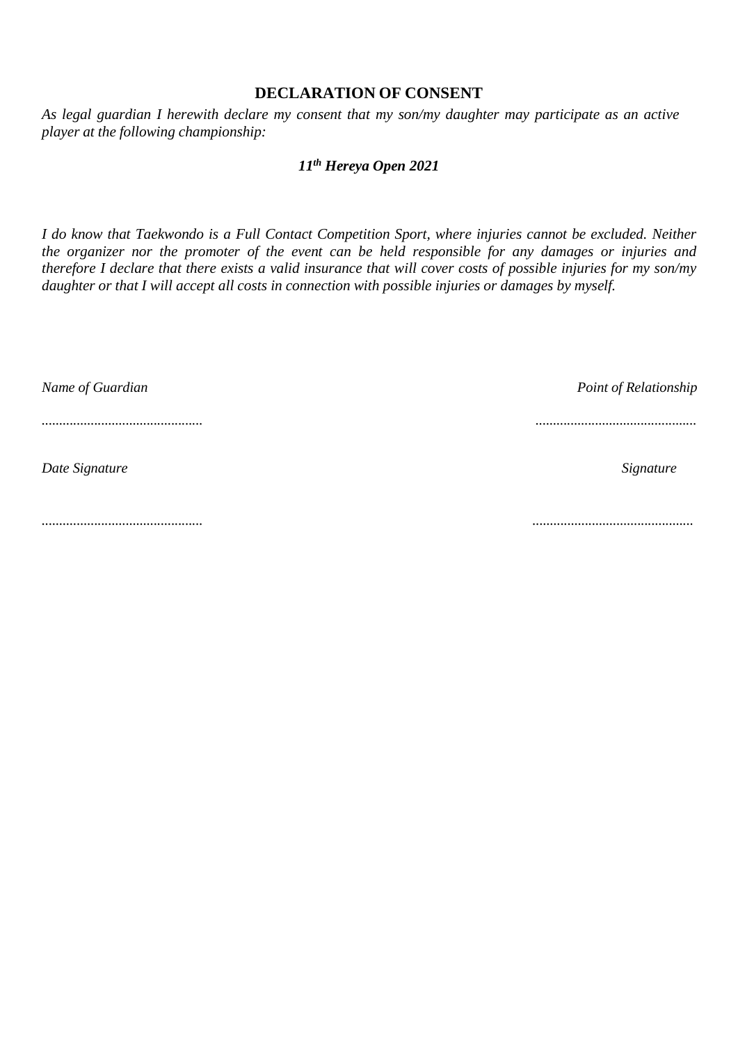## DECLARATION OF CONSENT

*As legal guardian I herewith declare my consent that my son/my daughter may participate as an active player at the following championship:*

***11th Hereya Open 2021***

*I do know that Taekwondo is a Full Contact Competition Sport, where injuries cannot be excluded. Neither the organizer nor the promoter of the event can be held responsible for any damages or injuries and therefore I declare that there exists a valid insurance that will cover costs of possible injuries for my son/my daughter or that I will accept all costs in connection with possible injuries or damages by myself.*

*Name of Guardian* ............................................

*Point of Relationship* ............................................

*Date Signature* ............................................

*Signature* ............................................